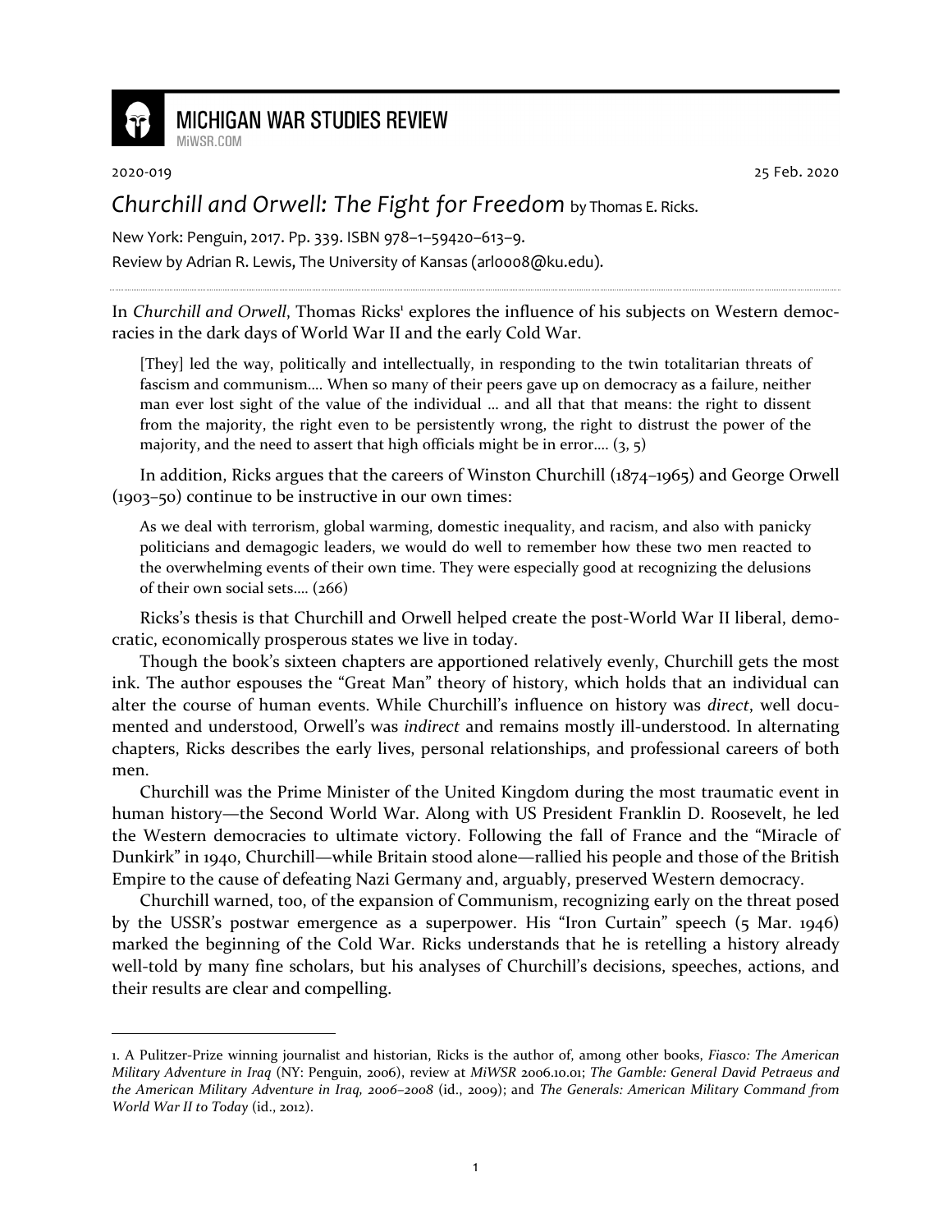# MICHIGAN WAR STUDIES REVIEW

MiWSR.COM

2020-019 25 Feb. 2020

## *Churchill and Orwell: The Fight for Freedom* by Thomas E. Ricks.

New York: Penguin, 2017. Pp. 339. ISBN 978–1–59420–613–9.

Review by Adrian R. Lewis, The University of Kansas (arl0008@ku.edu).

In *Churchill and Orwell*, Thomas Ricks[1] explores the influence of his subjects on Western democracies in the dark days of World War II and the early Cold War.

> [They] led the way, politically and intellectually, in responding to the twin totalitarian threats of fascism and communism.... When so many of their peers gave up on democracy as a failure, neither man ever lost sight of the value of the individual … and all that that means: the right to dissent from the majority, the right even to be persistently wrong, the right to distrust the power of the majority, and the need to assert that high officials might be in error.... (3, 5)

In addition, Ricks argues that the careers of Winston Churchill (1874–1965) and George Orwell (1903–50) continue to be instructive in our own times:

> As we deal with terrorism, global warming, domestic inequality, and racism, and also with panicky politicians and demagogic leaders, we would do well to remember how these two men reacted to the overwhelming events of their own time. They were especially good at recognizing the delusions of their own social sets.... (266)

Ricks's thesis is that Churchill and Orwell helped create the post-World War II liberal, democratic, economically prosperous states we live in today.

Though the book's sixteen chapters are apportioned relatively evenly, Churchill gets the most ink. The author espouses the "Great Man" theory of history, which holds that an individual can alter the course of human events. While Churchill's influence on history was *direct*, well documented and understood, Orwell's was *indirect* and remains mostly ill-understood. In alternating chapters, Ricks describes the early lives, personal relationships, and professional careers of both men.

Churchill was the Prime Minister of the United Kingdom during the most traumatic event in human history—the Second World War. Along with US President Franklin D. Roosevelt, he led the Western democracies to ultimate victory. Following the fall of France and the "Miracle of Dunkirk" in 1940, Churchill—while Britain stood alone—rallied his people and those of the British Empire to the cause of defeating Nazi Germany and, arguably, preserved Western democracy.

Churchill warned, too, of the expansion of Communism, recognizing early on the threat posed by the USSR's postwar emergence as a superpower. His "Iron Curtain" speech (5 Mar. 1946) marked the beginning of the Cold War. Ricks understands that he is retelling a history already well-told by many fine scholars, but his analyses of Churchill's decisions, speeches, actions, and their results are clear and compelling.

---

1. A Pulitzer-Prize winning journalist and historian, Ricks is the author of, among other books, *Fiasco: The American Military Adventure in Iraq* (NY: Penguin, 2006), review at *MiWSR* 2006.10.01; *The Gamble: General David Petraeus and the American Military Adventure in Iraq, 2006–2008* (id., 2009); and *The Generals: American Military Command from World War II to Today* (id., 2012).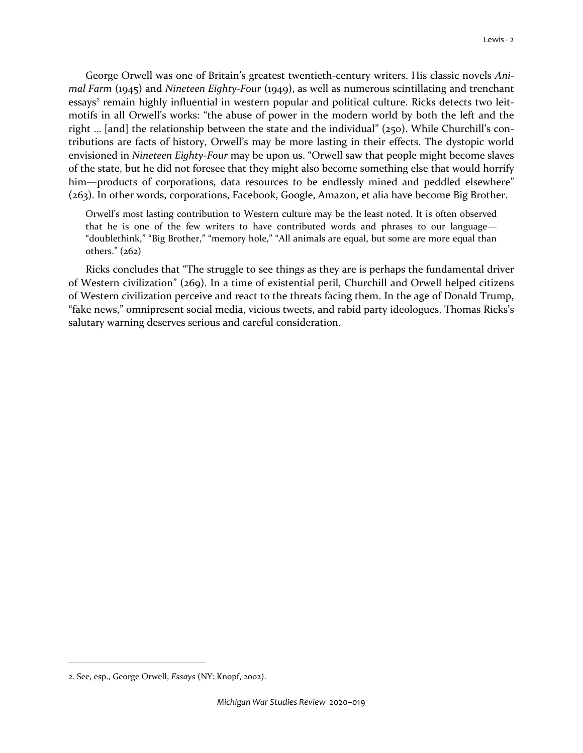George Orwell was one of Britain's greatest twentieth-century writers. His classic novels *Animal Farm* (1945) and *Nineteen Eighty-Four* (1949), as well as numerous scintillating and trenchant essays[2] remain highly influential in western popular and political culture. Ricks detects two leitmotifs in all Orwell's works: "the abuse of power in the modern world by both the left and the right … [and] the relationship between the state and the individual" (250). While Churchill's contributions are facts of history, Orwell's may be more lasting in their effects. The dystopic world envisioned in *Nineteen Eighty-Four* may be upon us. "Orwell saw that people might become slaves of the state, but he did not foresee that they might also become something else that would horrify him—products of corporations, data resources to be endlessly mined and peddled elsewhere" (263). In other words, corporations, Facebook, Google, Amazon, et alia have become Big Brother.

> Orwell's most lasting contribution to Western culture may be the least noted. It is often observed that he is one of the few writers to have contributed words and phrases to our language—"doublethink," "Big Brother," "memory hole," "All animals are equal, but some are more equal than others." (262)

Ricks concludes that "The struggle to see things as they are is perhaps the fundamental driver of Western civilization" (269). In a time of existential peril, Churchill and Orwell helped citizens of Western civilization perceive and react to the threats facing them. In the age of Donald Trump, "fake news," omnipresent social media, vicious tweets, and rabid party ideologues, Thomas Ricks's salutary warning deserves serious and careful consideration.

---

2. See, esp., George Orwell, *Essays* (NY: Knopf, 2002).